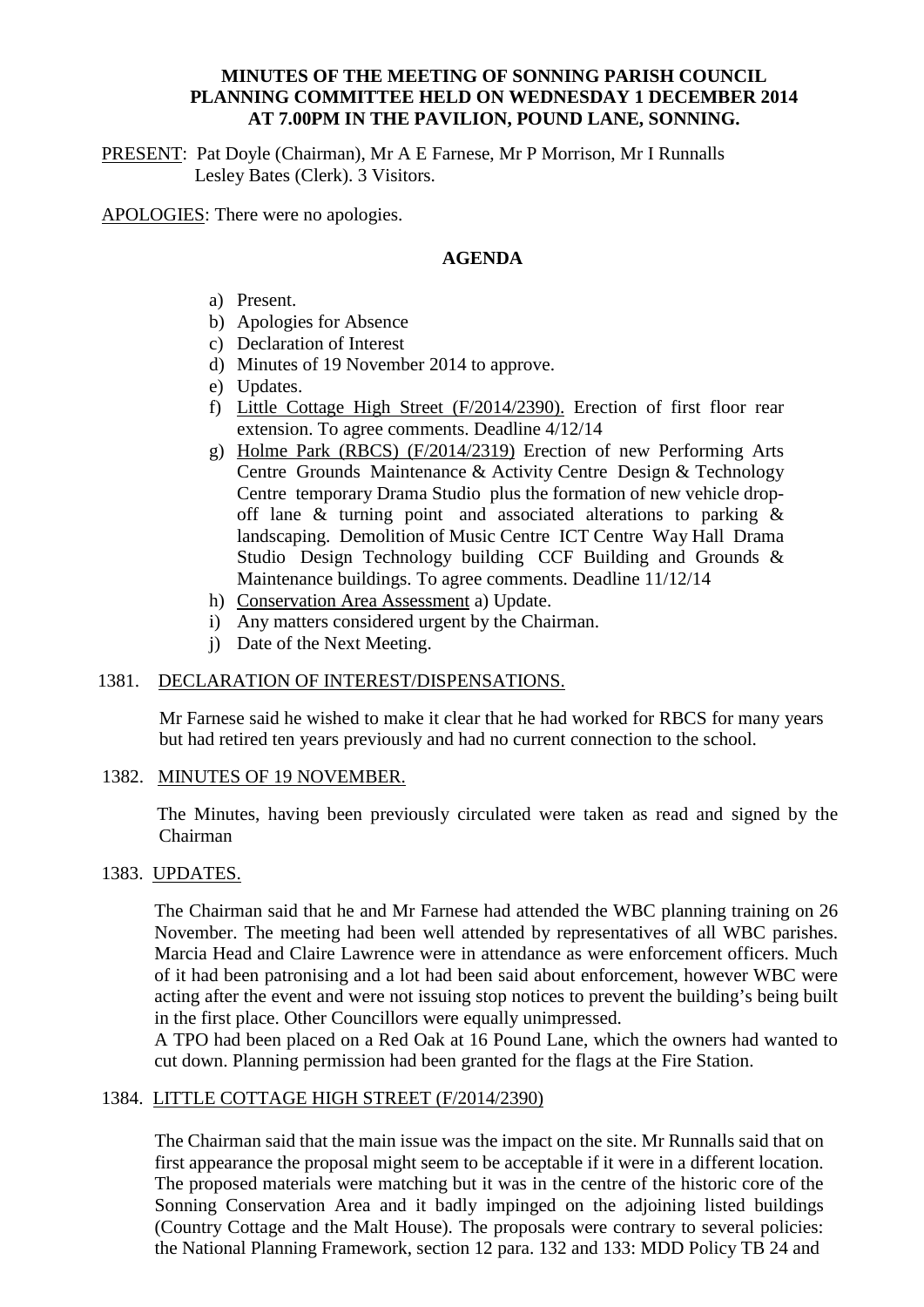**MINUTES OF THE MEETING OF SONNING PARISH COUNCIL PLANNING COMMITTEE HELD ON WEDNESDAY 1 DECEMBER 2014 AT 7.00PM IN THE PAVILION, POUND LANE, SONNING.**

PRESENT: Pat Doyle (Chairman), Mr A E Farnese, Mr P Morrison, Mr I Runnalls
Lesley Bates (Clerk). 3 Visitors.

APOLOGIES: There were no apologies.

## AGENDA

a) Present.
b) Apologies for Absence
c) Declaration of Interest
d) Minutes of 19 November 2014 to approve.
e) Updates.
f) Little Cottage High Street (F/2014/2390). Erection of first floor rear extension. To agree comments. Deadline 4/12/14
g) Holme Park (RBCS) (F/2014/2319) Erection of new Performing Arts Centre Grounds Maintenance & Activity Centre Design & Technology Centre temporary Drama Studio plus the formation of new vehicle drop-off lane & turning point and associated alterations to parking & landscaping. Demolition of Music Centre ICT Centre Way Hall Drama Studio Design Technology building CCF Building and Grounds & Maintenance buildings. To agree comments. Deadline 11/12/14
h) Conservation Area Assessment a) Update.
i) Any matters considered urgent by the Chairman.
j) Date of the Next Meeting.

1381. DECLARATION OF INTEREST/DISPENSATIONS.

Mr Farnese said he wished to make it clear that he had worked for RBCS for many years but had retired ten years previously and had no current connection to the school.

1382. MINUTES OF 19 NOVEMBER.

The Minutes, having been previously circulated were taken as read and signed by the Chairman

1383. UPDATES.

The Chairman said that he and Mr Farnese had attended the WBC planning training on 26 November. The meeting had been well attended by representatives of all WBC parishes. Marcia Head and Claire Lawrence were in attendance as were enforcement officers. Much of it had been patronising and a lot had been said about enforcement, however WBC were acting after the event and were not issuing stop notices to prevent the building's being built in the first place. Other Councillors were equally unimpressed.
A TPO had been placed on a Red Oak at 16 Pound Lane, which the owners had wanted to cut down. Planning permission had been granted for the flags at the Fire Station.

1384. LITTLE COTTAGE HIGH STREET (F/2014/2390)

The Chairman said that the main issue was the impact on the site. Mr Runnalls said that on first appearance the proposal might seem to be acceptable if it were in a different location. The proposed materials were matching but it was in the centre of the historic core of the Sonning Conservation Area and it badly impinged on the adjoining listed buildings (Country Cottage and the Malt House). The proposals were contrary to several policies: the National Planning Framework, section 12 para. 132 and 133: MDD Policy TB 24 and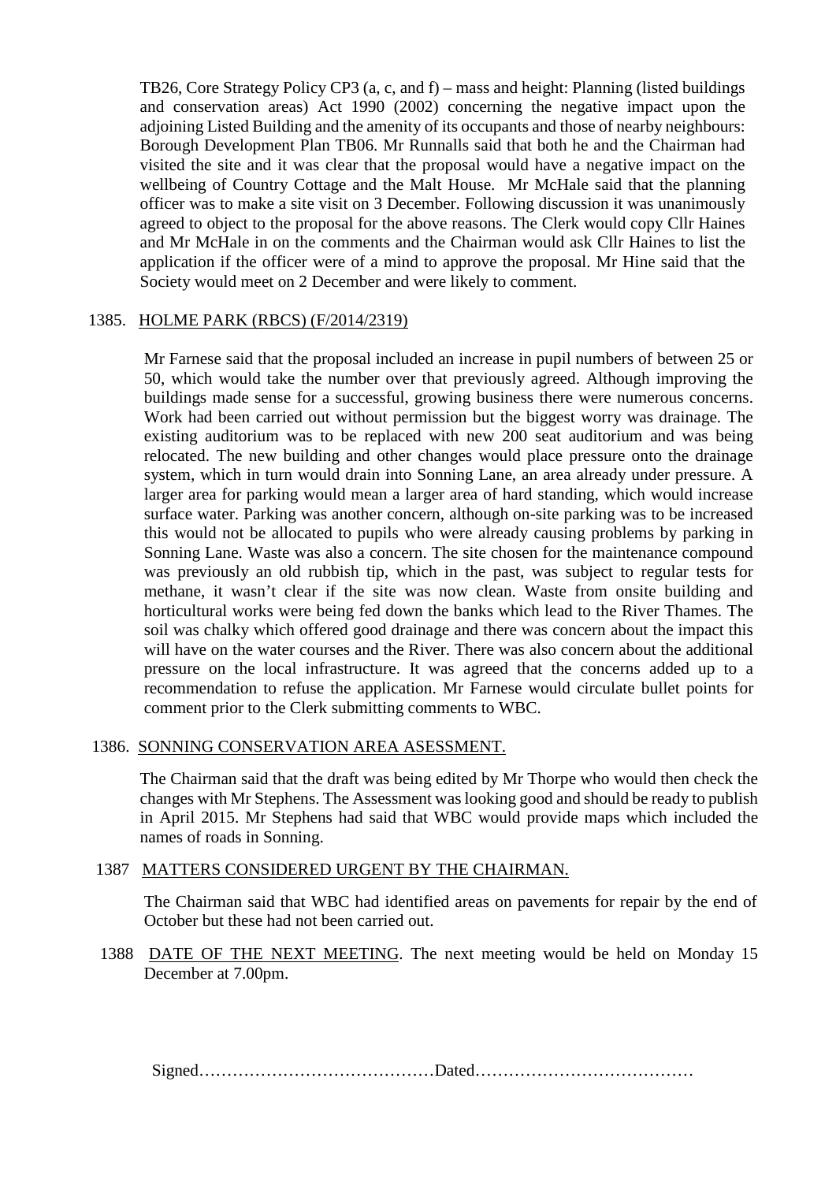TB26, Core Strategy Policy CP3 (a, c, and f) – mass and height: Planning (listed buildings and conservation areas) Act 1990 (2002) concerning the negative impact upon the adjoining Listed Building and the amenity of its occupants and those of nearby neighbours: Borough Development Plan TB06. Mr Runnalls said that both he and the Chairman had visited the site and it was clear that the proposal would have a negative impact on the wellbeing of Country Cottage and the Malt House. Mr McHale said that the planning officer was to make a site visit on 3 December. Following discussion it was unanimously agreed to object to the proposal for the above reasons. The Clerk would copy Cllr Haines and Mr McHale in on the comments and the Chairman would ask Cllr Haines to list the application if the officer were of a mind to approve the proposal. Mr Hine said that the Society would meet on 2 December and were likely to comment.

1385. HOLME PARK (RBCS) (F/2014/2319)

Mr Farnese said that the proposal included an increase in pupil numbers of between 25 or 50, which would take the number over that previously agreed. Although improving the buildings made sense for a successful, growing business there were numerous concerns. Work had been carried out without permission but the biggest worry was drainage. The existing auditorium was to be replaced with new 200 seat auditorium and was being relocated. The new building and other changes would place pressure onto the drainage system, which in turn would drain into Sonning Lane, an area already under pressure. A larger area for parking would mean a larger area of hard standing, which would increase surface water. Parking was another concern, although on-site parking was to be increased this would not be allocated to pupils who were already causing problems by parking in Sonning Lane. Waste was also a concern. The site chosen for the maintenance compound was previously an old rubbish tip, which in the past, was subject to regular tests for methane, it wasn't clear if the site was now clean. Waste from onsite building and horticultural works were being fed down the banks which lead to the River Thames. The soil was chalky which offered good drainage and there was concern about the impact this will have on the water courses and the River. There was also concern about the additional pressure on the local infrastructure. It was agreed that the concerns added up to a recommendation to refuse the application. Mr Farnese would circulate bullet points for comment prior to the Clerk submitting comments to WBC.

1386. SONNING CONSERVATION AREA ASESSMENT.

The Chairman said that the draft was being edited by Mr Thorpe who would then check the changes with Mr Stephens. The Assessment was looking good and should be ready to publish in April 2015. Mr Stephens had said that WBC would provide maps which included the names of roads in Sonning.

1387 MATTERS CONSIDERED URGENT BY THE CHAIRMAN.

The Chairman said that WBC had identified areas on pavements for repair by the end of October but these had not been carried out.

1388 DATE OF THE NEXT MEETING. The next meeting would be held on Monday 15 December at 7.00pm.

Signed……………………………………Dated…………………………………